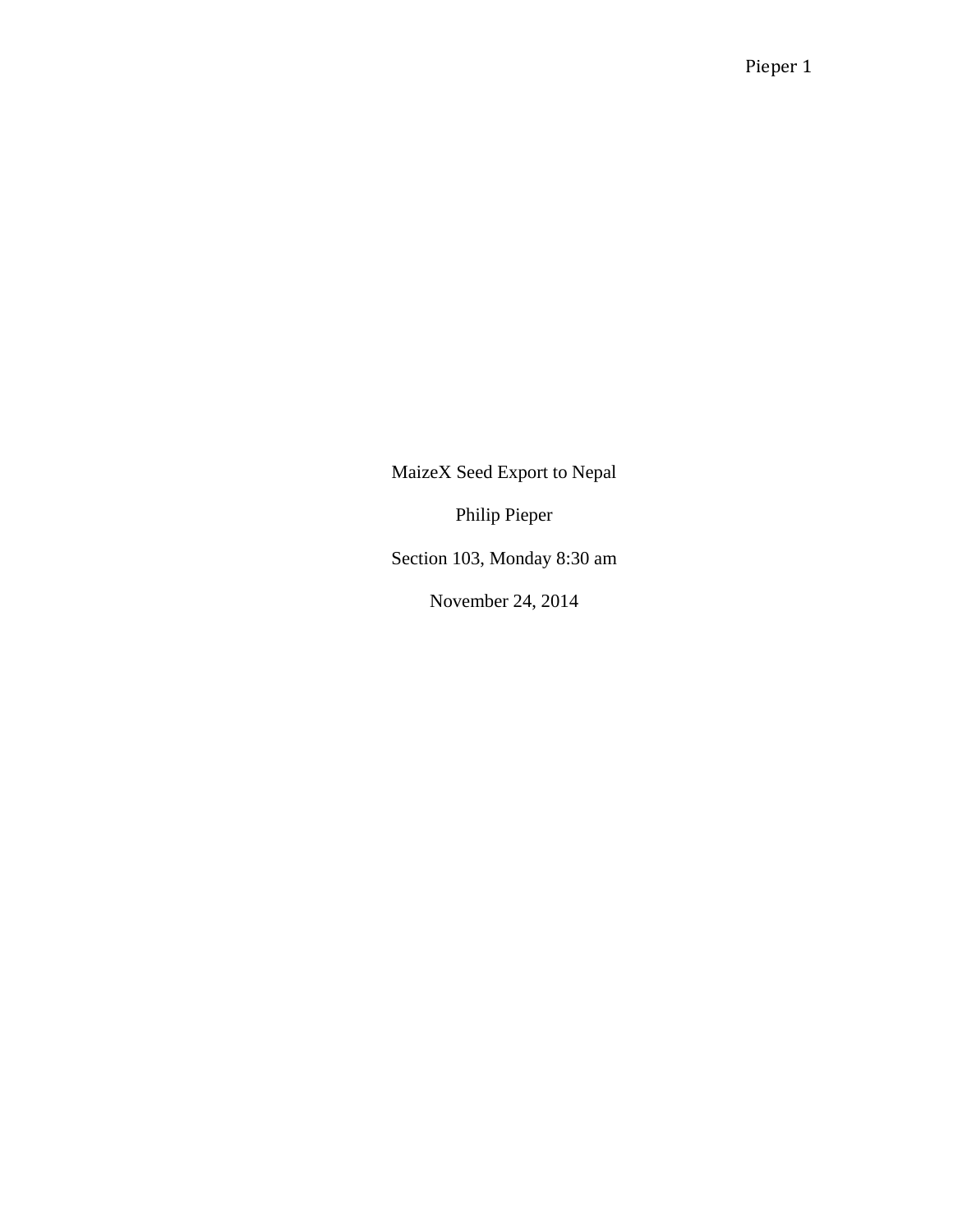MaizeX Seed Export to Nepal

Philip Pieper

Section 103, Monday 8:30 am

November 24, 2014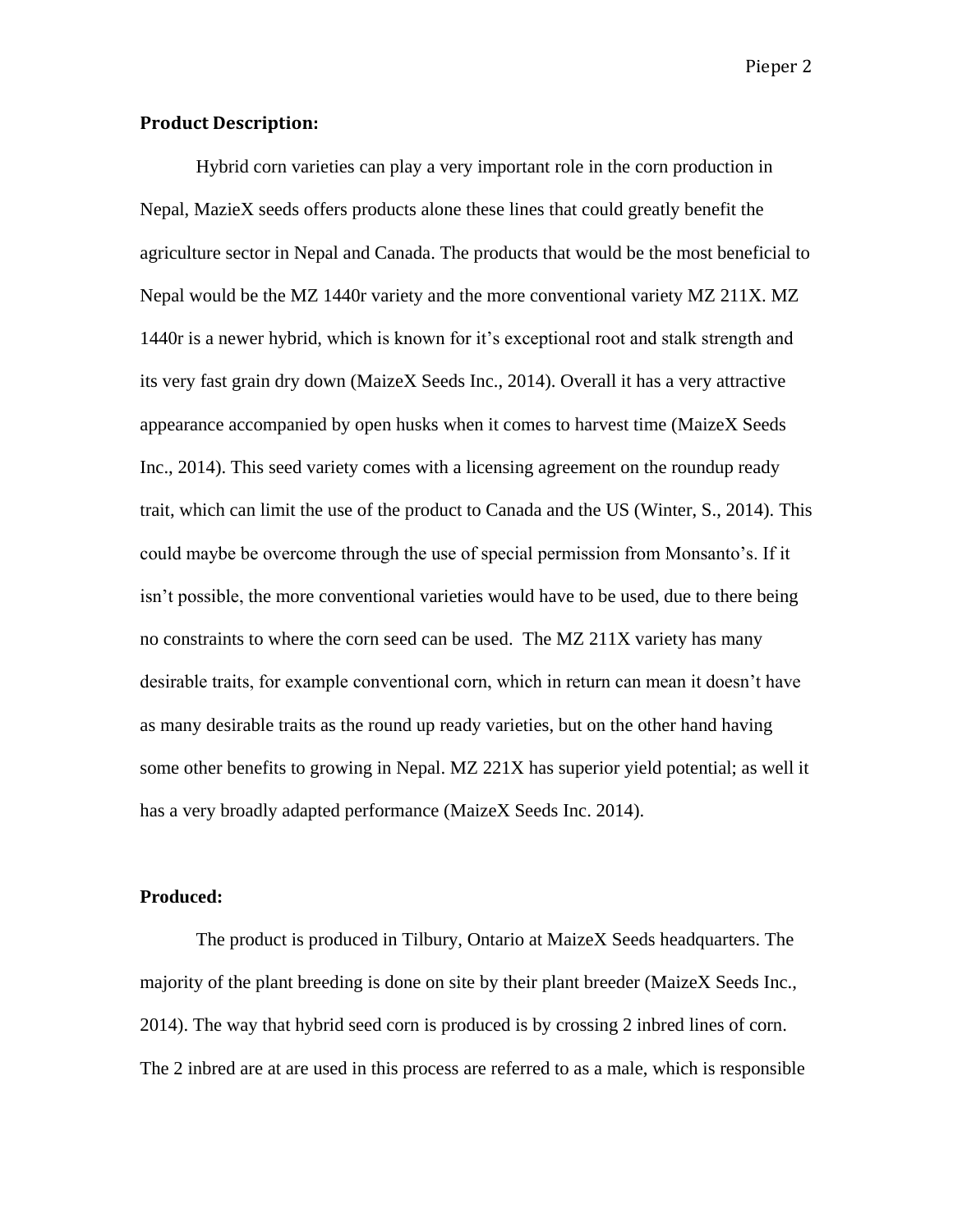**Product Description:**

Hybrid corn varieties can play a very important role in the corn production in Nepal, MazieX seeds offers products alone these lines that could greatly benefit the agriculture sector in Nepal and Canada. The products that would be the most beneficial to Nepal would be the MZ 1440r variety and the more conventional variety MZ 211X. MZ 1440r is a newer hybrid, which is known for it's exceptional root and stalk strength and its very fast grain dry down (MaizeX Seeds Inc., 2014). Overall it has a very attractive appearance accompanied by open husks when it comes to harvest time (MaizeX Seeds Inc., 2014). This seed variety comes with a licensing agreement on the roundup ready trait, which can limit the use of the product to Canada and the US (Winter, S., 2014). This could maybe be overcome through the use of special permission from Monsanto's. If it isn't possible, the more conventional varieties would have to be used, due to there being no constraints to where the corn seed can be used. The MZ 211X variety has many desirable traits, for example conventional corn, which in return can mean it doesn't have as many desirable traits as the round up ready varieties, but on the other hand having some other benefits to growing in Nepal. MZ 221X has superior yield potential; as well it has a very broadly adapted performance (MaizeX Seeds Inc. 2014).

**Produced:**

The product is produced in Tilbury, Ontario at MaizeX Seeds headquarters. The majority of the plant breeding is done on site by their plant breeder (MaizeX Seeds Inc., 2014). The way that hybrid seed corn is produced is by crossing 2 inbred lines of corn. The 2 inbred are at are used in this process are referred to as a male, which is responsible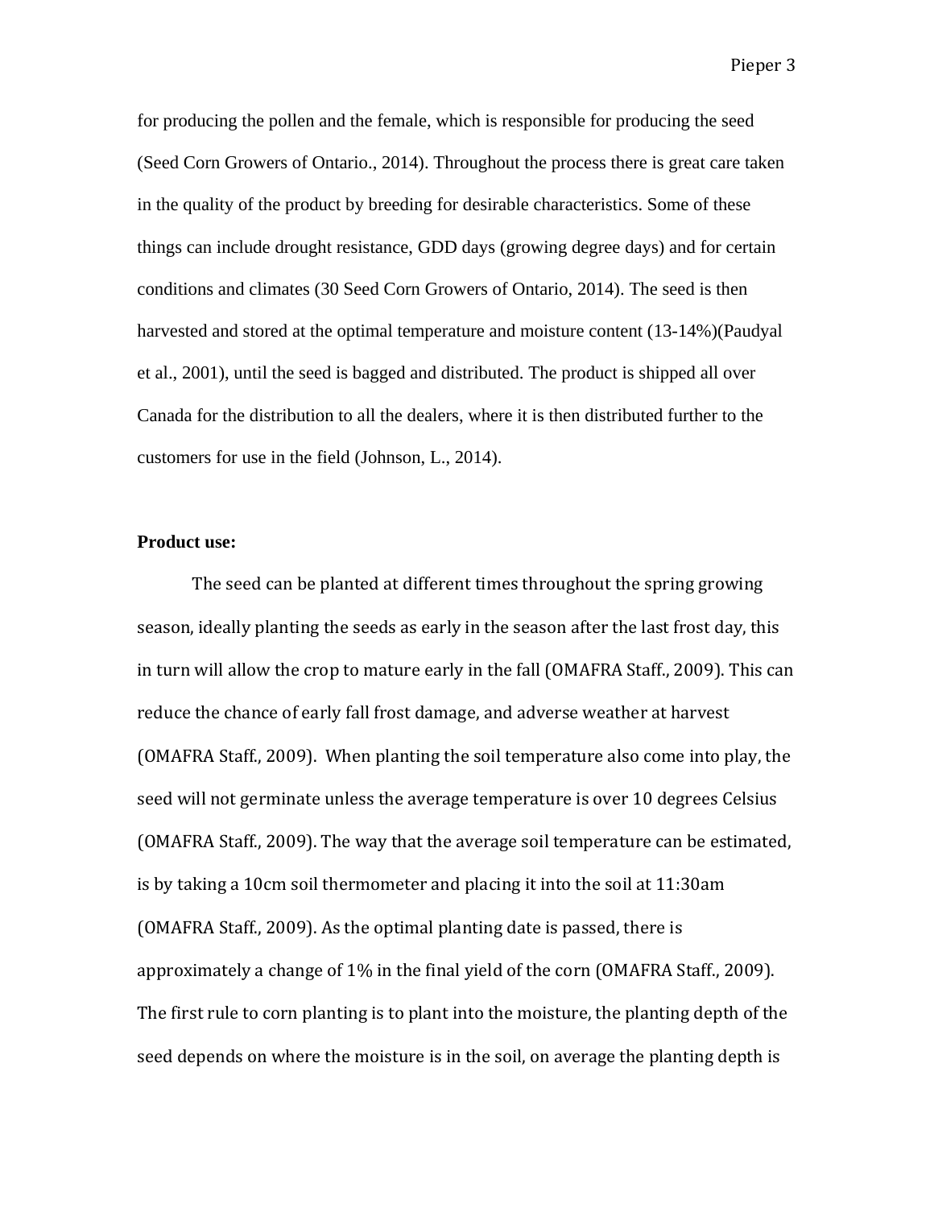for producing the pollen and the female, which is responsible for producing the seed (Seed Corn Growers of Ontario., 2014). Throughout the process there is great care taken in the quality of the product by breeding for desirable characteristics. Some of these things can include drought resistance, GDD days (growing degree days) and for certain conditions and climates (30 Seed Corn Growers of Ontario, 2014). The seed is then harvested and stored at the optimal temperature and moisture content (13-14%)(Paudyal et al., 2001), until the seed is bagged and distributed. The product is shipped all over Canada for the distribution to all the dealers, where it is then distributed further to the customers for use in the field (Johnson, L., 2014).

**Product use:**

The seed can be planted at different times throughout the spring growing season, ideally planting the seeds as early in the season after the last frost day, this in turn will allow the crop to mature early in the fall (OMAFRA Staff., 2009). This can reduce the chance of early fall frost damage, and adverse weather at harvest (OMAFRA Staff., 2009). When planting the soil temperature also come into play, the seed will not germinate unless the average temperature is over 10 degrees Celsius (OMAFRA Staff., 2009). The way that the average soil temperature can be estimated, is by taking a 10cm soil thermometer and placing it into the soil at 11:30am (OMAFRA Staff., 2009). As the optimal planting date is passed, there is approximately a change of 1% in the final yield of the corn (OMAFRA Staff., 2009). The first rule to corn planting is to plant into the moisture, the planting depth of the seed depends on where the moisture is in the soil, on average the planting depth is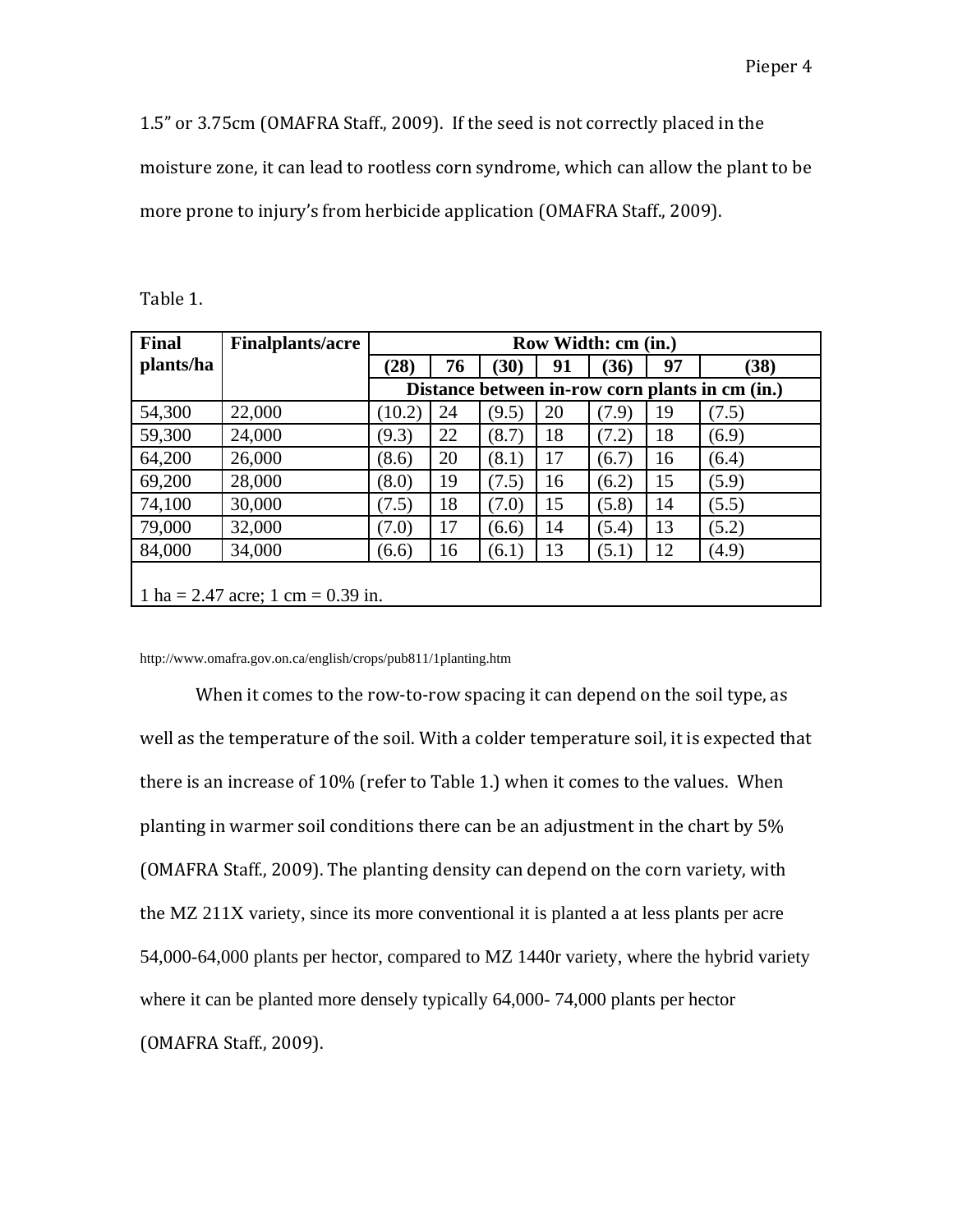1.5" or 3.75cm (OMAFRA Staff., 2009). If the seed is not correctly placed in the moisture zone, it can lead to rootless corn syndrome, which can allow the plant to be more prone to injury's from herbicide application (OMAFRA Staff., 2009).

Table 1.

| Final plants/ha | Finalplants/acre | Row Width: cm (in.) | | | | | | |
|---|---|---|---|---|---|---|---|---|
| | | (28) | 76 | (30) | 91 | (36) | 97 | (38) |
| | | Distance between in-row corn plants in cm (in.) | | | | | | |
| 54,300 | 22,000 | (10.2) | 24 | (9.5) | 20 | (7.9) | 19 | (7.5) |
| 59,300 | 24,000 | (9.3) | 22 | (8.7) | 18 | (7.2) | 18 | (6.9) |
| 64,200 | 26,000 | (8.6) | 20 | (8.1) | 17 | (6.7) | 16 | (6.4) |
| 69,200 | 28,000 | (8.0) | 19 | (7.5) | 16 | (6.2) | 15 | (5.9) |
| 74,100 | 30,000 | (7.5) | 18 | (7.0) | 15 | (5.8) | 14 | (5.5) |
| 79,000 | 32,000 | (7.0) | 17 | (6.6) | 14 | (5.4) | 13 | (5.2) |
| 84,000 | 34,000 | (6.6) | 16 | (6.1) | 13 | (5.1) | 12 | (4.9) |
| 1 ha = 2.47 acre; 1 cm = 0.39 in. | | | | | | | | |

http://www.omafra.gov.on.ca/english/crops/pub811/1planting.htm

When it comes to the row-to-row spacing it can depend on the soil type, as well as the temperature of the soil. With a colder temperature soil, it is expected that there is an increase of 10% (refer to Table 1.) when it comes to the values. When planting in warmer soil conditions there can be an adjustment in the chart by 5% (OMAFRA Staff., 2009). The planting density can depend on the corn variety, with the MZ 211X variety, since its more conventional it is planted a at less plants per acre 54,000-64,000 plants per hector, compared to MZ 1440r variety, where the hybrid variety where it can be planted more densely typically 64,000- 74,000 plants per hector (OMAFRA Staff., 2009).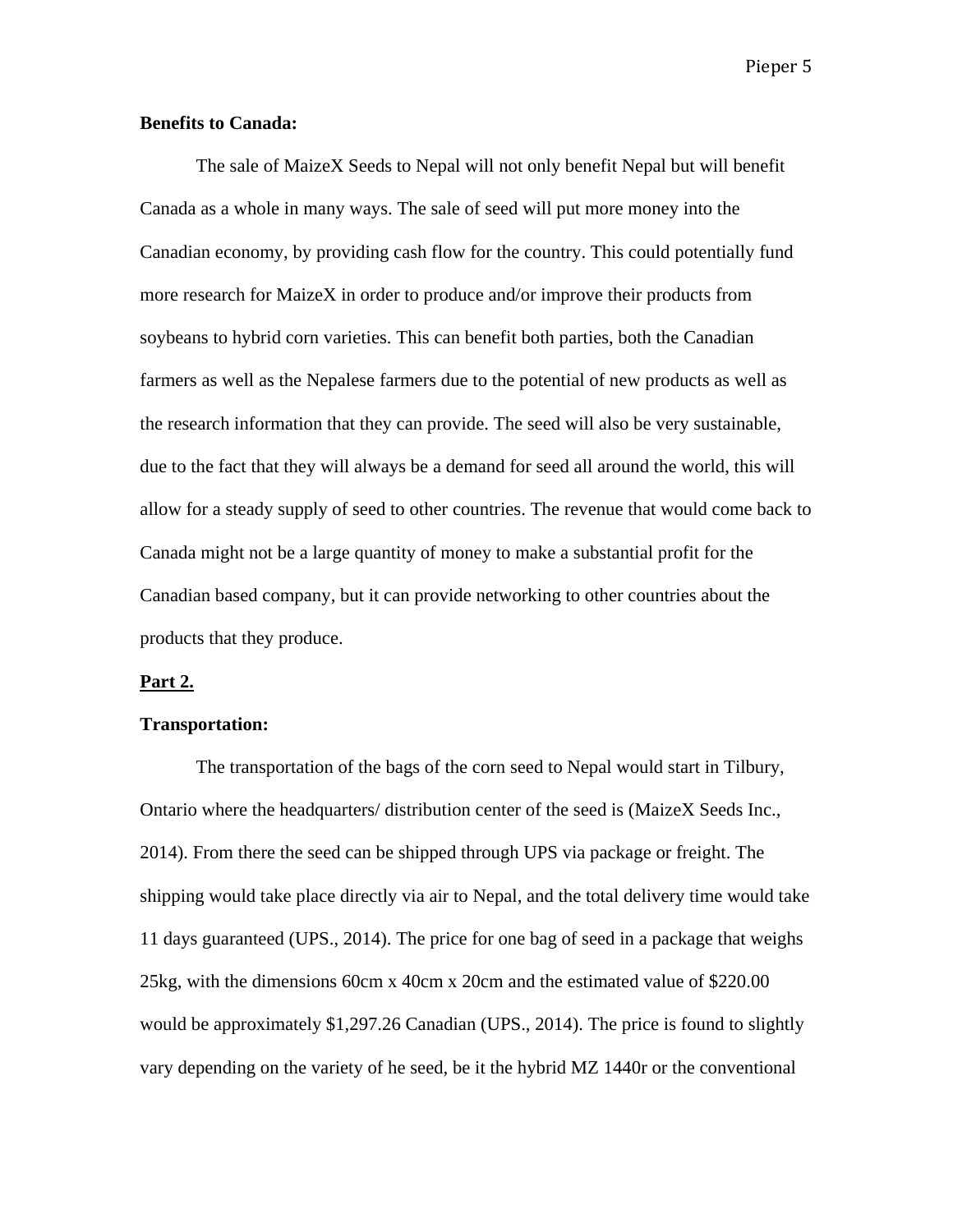**Benefits to Canada:**

The sale of MaizeX Seeds to Nepal will not only benefit Nepal but will benefit Canada as a whole in many ways. The sale of seed will put more money into the Canadian economy, by providing cash flow for the country. This could potentially fund more research for MaizeX in order to produce and/or improve their products from soybeans to hybrid corn varieties. This can benefit both parties, both the Canadian farmers as well as the Nepalese farmers due to the potential of new products as well as the research information that they can provide. The seed will also be very sustainable, due to the fact that they will always be a demand for seed all around the world, this will allow for a steady supply of seed to other countries. The revenue that would come back to Canada might not be a large quantity of money to make a substantial profit for the Canadian based company, but it can provide networking to other countries about the products that they produce.

**<u>Part 2.</u>**

**Transportation:**

The transportation of the bags of the corn seed to Nepal would start in Tilbury, Ontario where the headquarters/ distribution center of the seed is (MaizeX Seeds Inc., 2014). From there the seed can be shipped through UPS via package or freight. The shipping would take place directly via air to Nepal, and the total delivery time would take 11 days guaranteed (UPS., 2014). The price for one bag of seed in a package that weighs 25kg, with the dimensions 60cm x 40cm x 20cm and the estimated value of $220.00 would be approximately $1,297.26 Canadian (UPS., 2014). The price is found to slightly vary depending on the variety of he seed, be it the hybrid MZ 1440r or the conventional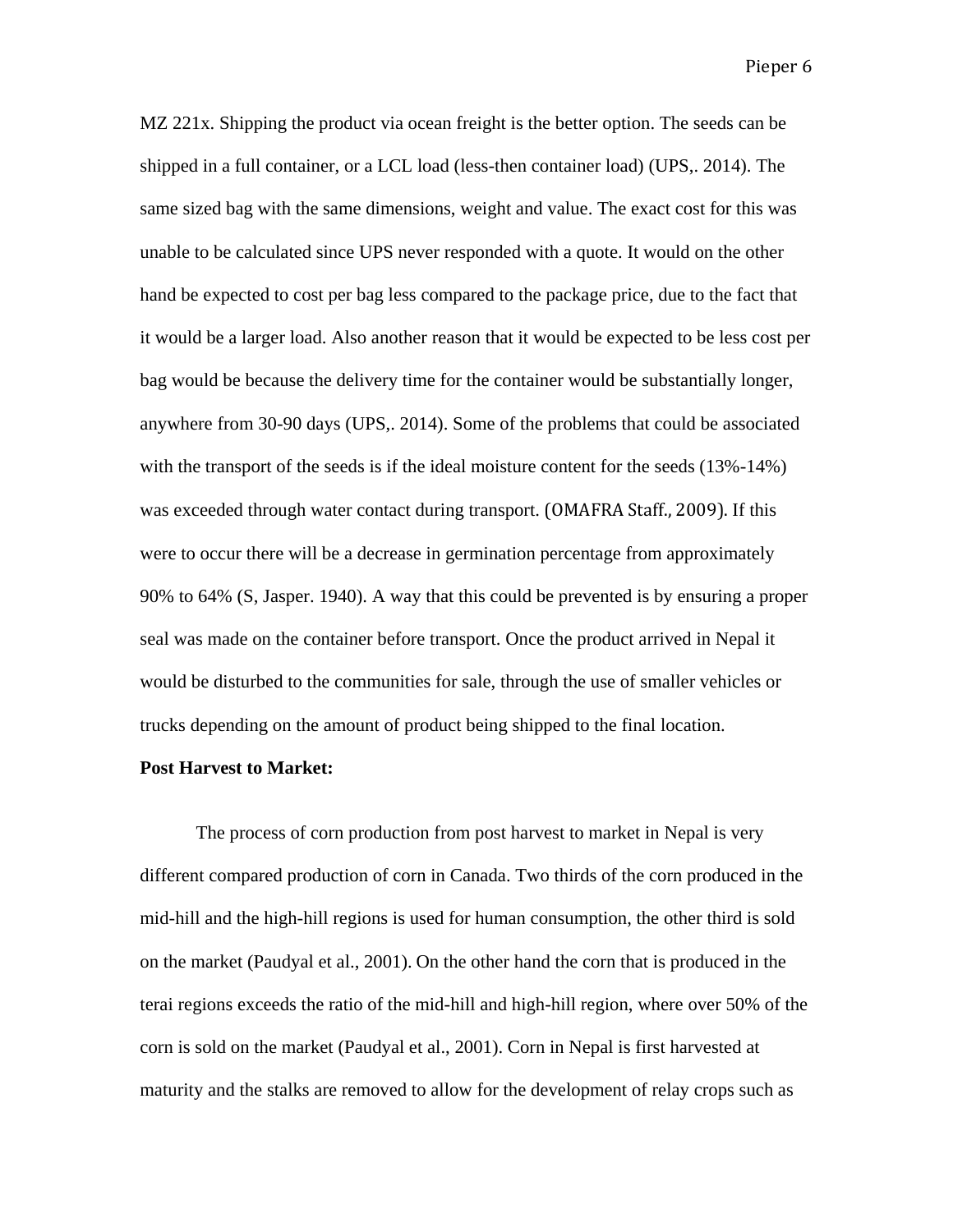MZ 221x. Shipping the product via ocean freight is the better option. The seeds can be shipped in a full container, or a LCL load (less-then container load) (UPS,. 2014). The same sized bag with the same dimensions, weight and value. The exact cost for this was unable to be calculated since UPS never responded with a quote. It would on the other hand be expected to cost per bag less compared to the package price, due to the fact that it would be a larger load. Also another reason that it would be expected to be less cost per bag would be because the delivery time for the container would be substantially longer, anywhere from 30-90 days (UPS,. 2014). Some of the problems that could be associated with the transport of the seeds is if the ideal moisture content for the seeds (13%-14%) was exceeded through water contact during transport. (OMAFRA Staff., 2009). If this were to occur there will be a decrease in germination percentage from approximately 90% to 64% (S, Jasper. 1940). A way that this could be prevented is by ensuring a proper seal was made on the container before transport. Once the product arrived in Nepal it would be disturbed to the communities for sale, through the use of smaller vehicles or trucks depending on the amount of product being shipped to the final location.

**Post Harvest to Market:**

The process of corn production from post harvest to market in Nepal is very different compared production of corn in Canada. Two thirds of the corn produced in the mid-hill and the high-hill regions is used for human consumption, the other third is sold on the market (Paudyal et al., 2001). On the other hand the corn that is produced in the terai regions exceeds the ratio of the mid-hill and high-hill region, where over 50% of the corn is sold on the market (Paudyal et al., 2001). Corn in Nepal is first harvested at maturity and the stalks are removed to allow for the development of relay crops such as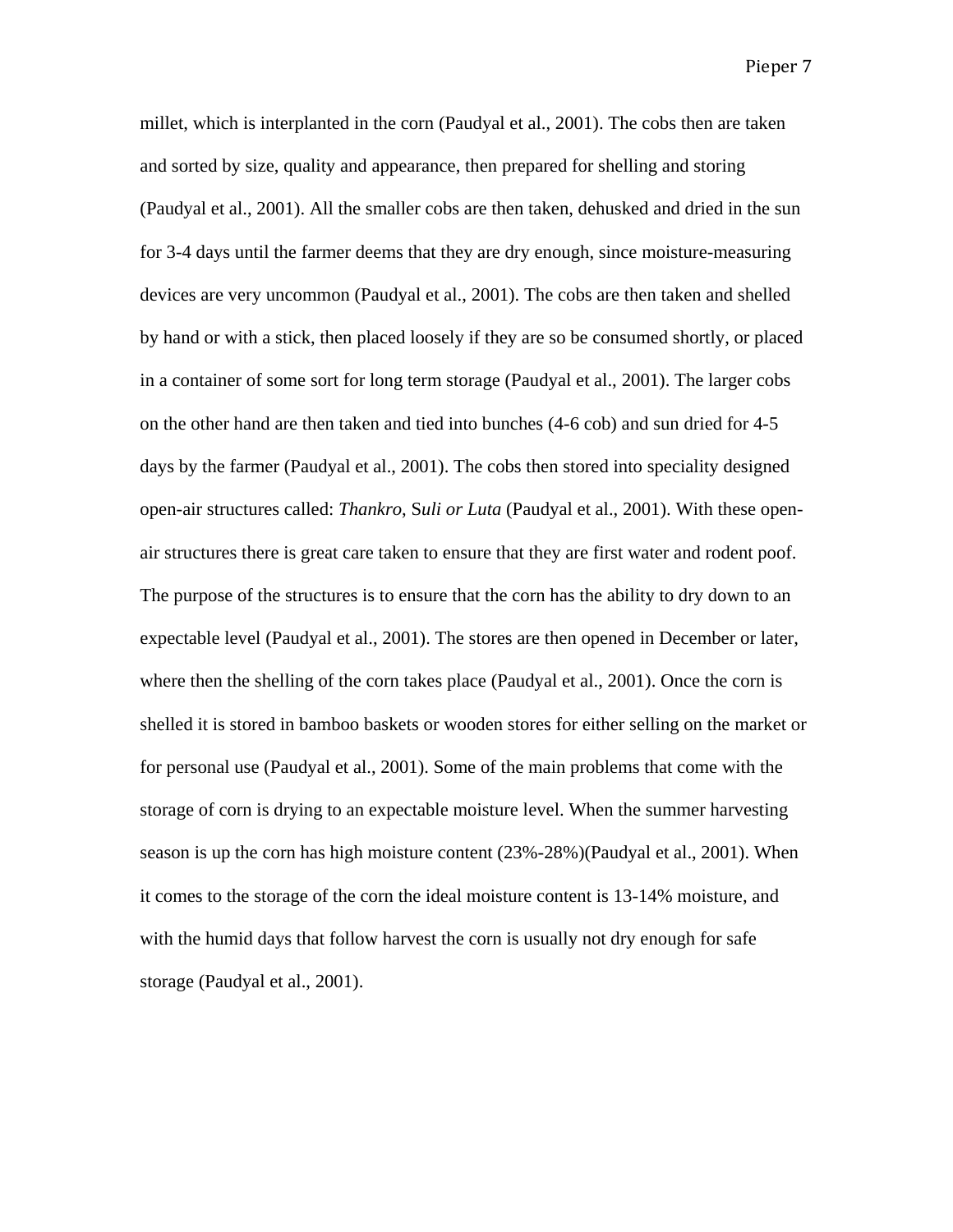millet, which is interplanted in the corn (Paudyal et al., 2001). The cobs then are taken and sorted by size, quality and appearance, then prepared for shelling and storing (Paudyal et al., 2001). All the smaller cobs are then taken, dehusked and dried in the sun for 3-4 days until the farmer deems that they are dry enough, since moisture-measuring devices are very uncommon (Paudyal et al., 2001). The cobs are then taken and shelled by hand or with a stick, then placed loosely if they are so be consumed shortly, or placed in a container of some sort for long term storage (Paudyal et al., 2001). The larger cobs on the other hand are then taken and tied into bunches (4-6 cob) and sun dried for 4-5 days by the farmer (Paudyal et al., 2001). The cobs then stored into speciality designed open-air structures called: *Thankro*, S*uli or Luta* (Paudyal et al., 2001). With these open-air structures there is great care taken to ensure that they are first water and rodent poof. The purpose of the structures is to ensure that the corn has the ability to dry down to an expectable level (Paudyal et al., 2001). The stores are then opened in December or later, where then the shelling of the corn takes place (Paudyal et al., 2001). Once the corn is shelled it is stored in bamboo baskets or wooden stores for either selling on the market or for personal use (Paudyal et al., 2001). Some of the main problems that come with the storage of corn is drying to an expectable moisture level. When the summer harvesting season is up the corn has high moisture content (23%-28%)(Paudyal et al., 2001). When it comes to the storage of the corn the ideal moisture content is 13-14% moisture, and with the humid days that follow harvest the corn is usually not dry enough for safe storage (Paudyal et al., 2001).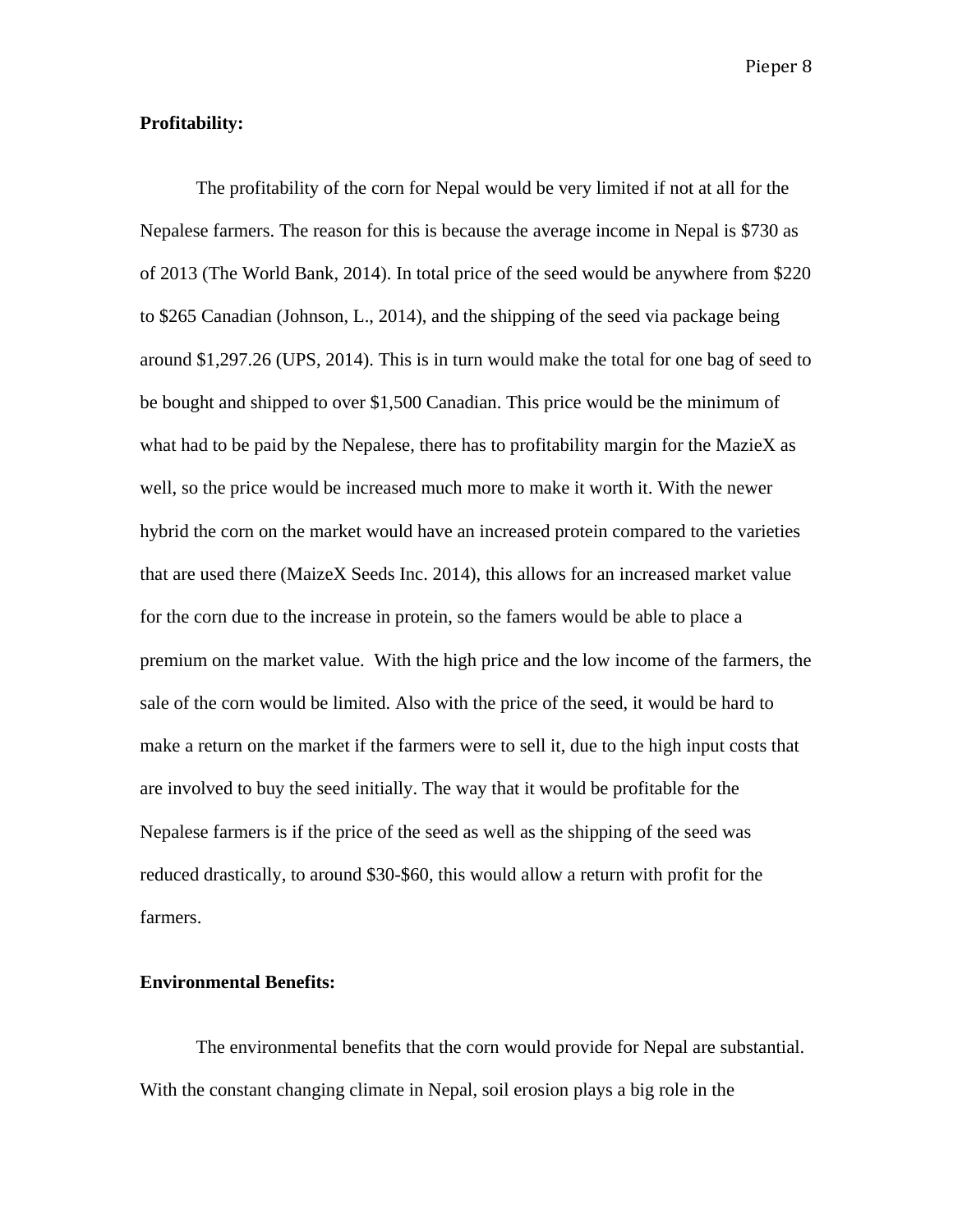**Profitability:**

The profitability of the corn for Nepal would be very limited if not at all for the Nepalese farmers. The reason for this is because the average income in Nepal is $730 as of 2013 (The World Bank, 2014). In total price of the seed would be anywhere from $220 to $265 Canadian (Johnson, L., 2014), and the shipping of the seed via package being around $1,297.26 (UPS, 2014). This is in turn would make the total for one bag of seed to be bought and shipped to over $1,500 Canadian. This price would be the minimum of what had to be paid by the Nepalese, there has to profitability margin for the MazieX as well, so the price would be increased much more to make it worth it. With the newer hybrid the corn on the market would have an increased protein compared to the varieties that are used there (MaizeX Seeds Inc. 2014), this allows for an increased market value for the corn due to the increase in protein, so the famers would be able to place a premium on the market value. With the high price and the low income of the farmers, the sale of the corn would be limited. Also with the price of the seed, it would be hard to make a return on the market if the farmers were to sell it, due to the high input costs that are involved to buy the seed initially. The way that it would be profitable for the Nepalese farmers is if the price of the seed as well as the shipping of the seed was reduced drastically, to around $30-$60, this would allow a return with profit for the farmers.

**Environmental Benefits:**

The environmental benefits that the corn would provide for Nepal are substantial. With the constant changing climate in Nepal, soil erosion plays a big role in the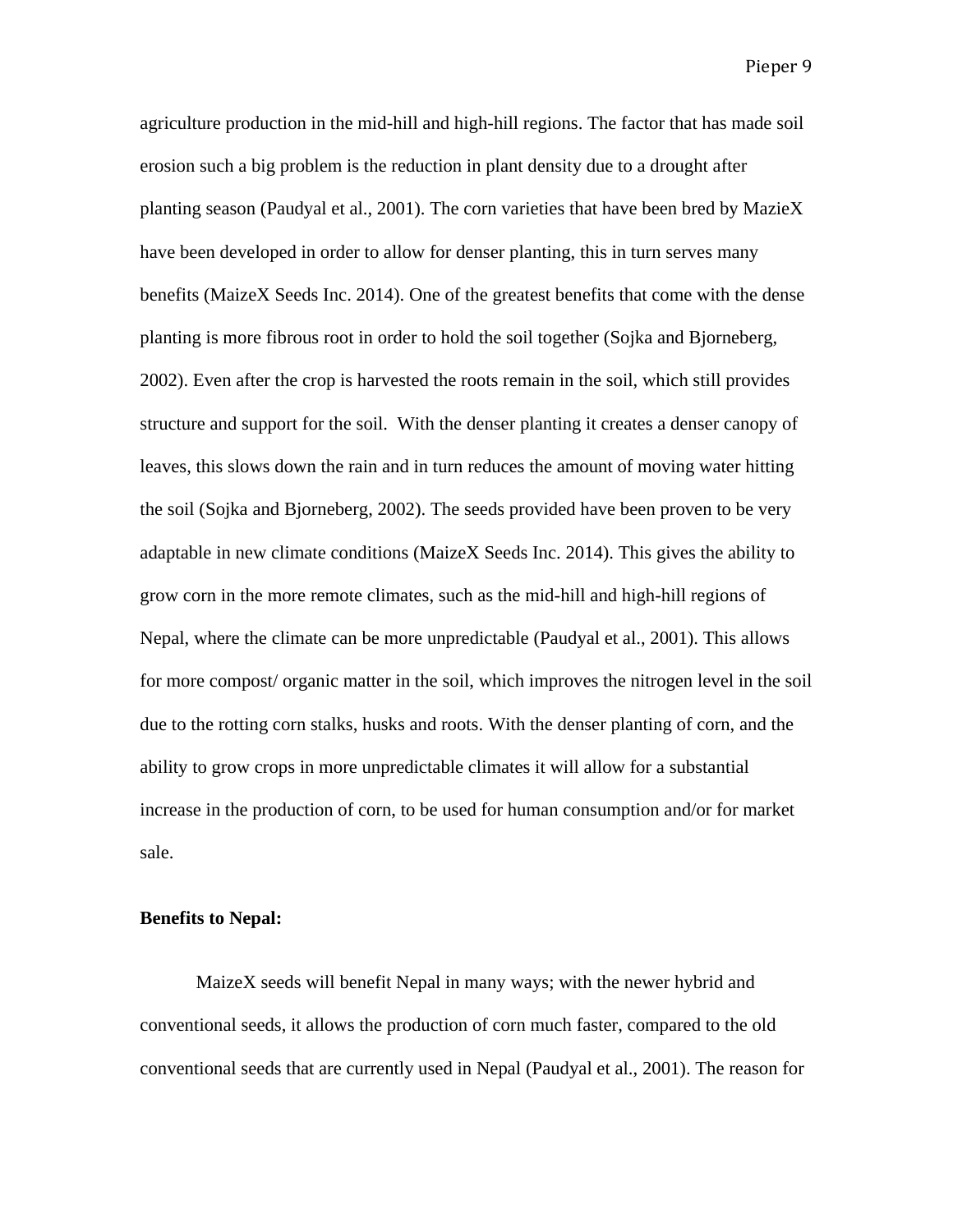agriculture production in the mid-hill and high-hill regions. The factor that has made soil erosion such a big problem is the reduction in plant density due to a drought after planting season (Paudyal et al., 2001). The corn varieties that have been bred by MazieX have been developed in order to allow for denser planting, this in turn serves many benefits (MaizeX Seeds Inc. 2014). One of the greatest benefits that come with the dense planting is more fibrous root in order to hold the soil together (Sojka and Bjorneberg, 2002). Even after the crop is harvested the roots remain in the soil, which still provides structure and support for the soil. With the denser planting it creates a denser canopy of leaves, this slows down the rain and in turn reduces the amount of moving water hitting the soil (Sojka and Bjorneberg, 2002). The seeds provided have been proven to be very adaptable in new climate conditions (MaizeX Seeds Inc. 2014). This gives the ability to grow corn in the more remote climates, such as the mid-hill and high-hill regions of Nepal, where the climate can be more unpredictable (Paudyal et al., 2001). This allows for more compost/ organic matter in the soil, which improves the nitrogen level in the soil due to the rotting corn stalks, husks and roots. With the denser planting of corn, and the ability to grow crops in more unpredictable climates it will allow for a substantial increase in the production of corn, to be used for human consumption and/or for market sale.

**Benefits to Nepal:**

MaizeX seeds will benefit Nepal in many ways; with the newer hybrid and conventional seeds, it allows the production of corn much faster, compared to the old conventional seeds that are currently used in Nepal (Paudyal et al., 2001). The reason for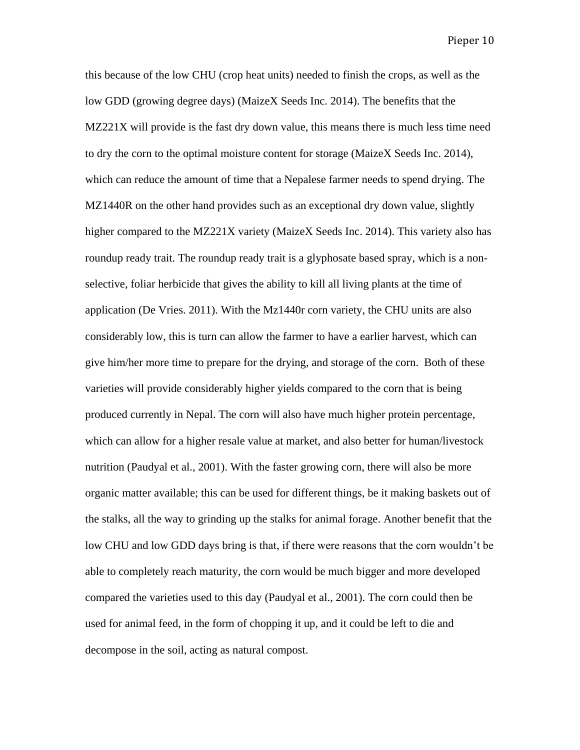this because of the low CHU (crop heat units) needed to finish the crops, as well as the low GDD (growing degree days) (MaizeX Seeds Inc. 2014). The benefits that the MZ221X will provide is the fast dry down value, this means there is much less time need to dry the corn to the optimal moisture content for storage (MaizeX Seeds Inc. 2014), which can reduce the amount of time that a Nepalese farmer needs to spend drying. The MZ1440R on the other hand provides such as an exceptional dry down value, slightly higher compared to the MZ221X variety (MaizeX Seeds Inc. 2014). This variety also has roundup ready trait. The roundup ready trait is a glyphosate based spray, which is a non-selective, foliar herbicide that gives the ability to kill all living plants at the time of application (De Vries. 2011). With the Mz1440r corn variety, the CHU units are also considerably low, this is turn can allow the farmer to have a earlier harvest, which can give him/her more time to prepare for the drying, and storage of the corn.  Both of these varieties will provide considerably higher yields compared to the corn that is being produced currently in Nepal. The corn will also have much higher protein percentage, which can allow for a higher resale value at market, and also better for human/livestock nutrition (Paudyal et al., 2001). With the faster growing corn, there will also be more organic matter available; this can be used for different things, be it making baskets out of the stalks, all the way to grinding up the stalks for animal forage. Another benefit that the low CHU and low GDD days bring is that, if there were reasons that the corn wouldn't be able to completely reach maturity, the corn would be much bigger and more developed compared the varieties used to this day (Paudyal et al., 2001). The corn could then be used for animal feed, in the form of chopping it up, and it could be left to die and decompose in the soil, acting as natural compost.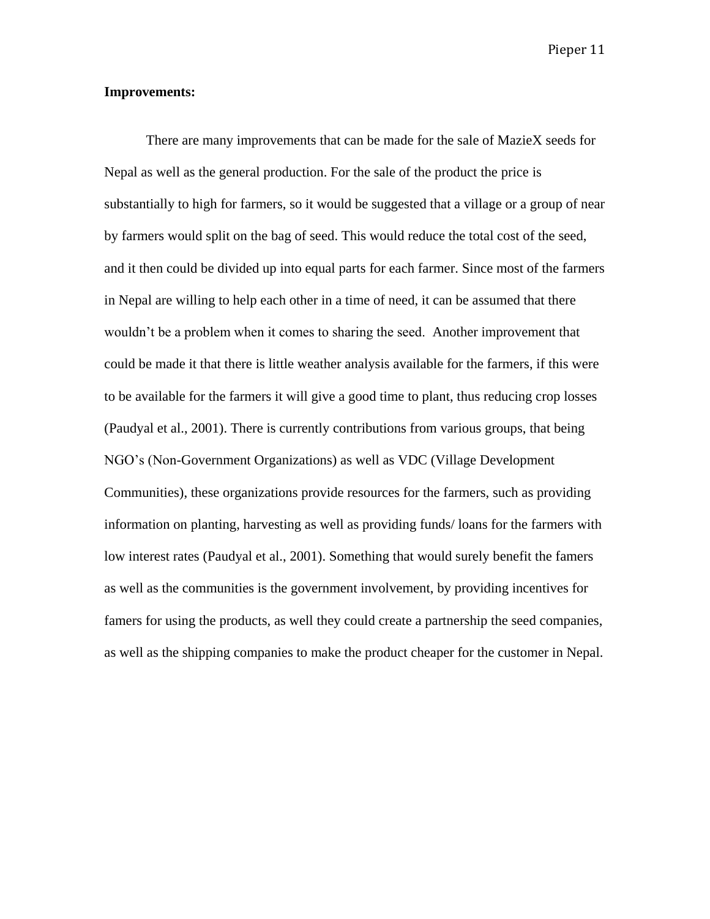**Improvements:**

There are many improvements that can be made for the sale of MazieX seeds for Nepal as well as the general production. For the sale of the product the price is substantially to high for farmers, so it would be suggested that a village or a group of near by farmers would split on the bag of seed. This would reduce the total cost of the seed, and it then could be divided up into equal parts for each farmer. Since most of the farmers in Nepal are willing to help each other in a time of need, it can be assumed that there wouldn't be a problem when it comes to sharing the seed. Another improvement that could be made it that there is little weather analysis available for the farmers, if this were to be available for the farmers it will give a good time to plant, thus reducing crop losses (Paudyal et al., 2001). There is currently contributions from various groups, that being NGO's (Non-Government Organizations) as well as VDC (Village Development Communities), these organizations provide resources for the farmers, such as providing information on planting, harvesting as well as providing funds/ loans for the farmers with low interest rates (Paudyal et al., 2001). Something that would surely benefit the famers as well as the communities is the government involvement, by providing incentives for famers for using the products, as well they could create a partnership the seed companies, as well as the shipping companies to make the product cheaper for the customer in Nepal.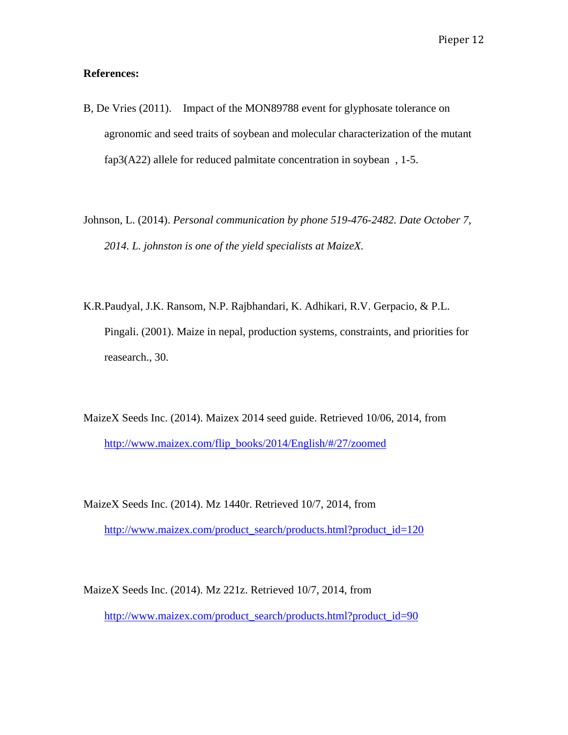**References:**

B, De Vries (2011). Impact of the MON89788 event for glyphosate tolerance on agronomic and seed traits of soybean and molecular characterization of the mutant fap3(A22) allele for reduced palmitate concentration in soybean , 1-5.

Johnson, L. (2014). *Personal communication by phone 519-476-2482. Date October 7, 2014. L. johnston is one of the yield specialists at MaizeX.*

K.R.Paudyal, J.K. Ransom, N.P. Rajbhandari, K. Adhikari, R.V. Gerpacio, & P.L. Pingali. (2001). Maize in nepal, production systems, constraints, and priorities for reasearch., 30.

MaizeX Seeds Inc. (2014). Maizex 2014 seed guide. Retrieved 10/06, 2014, from http://www.maizex.com/flip_books/2014/English/#/27/zoomed

MaizeX Seeds Inc. (2014). Mz 1440r. Retrieved 10/7, 2014, from http://www.maizex.com/product_search/products.html?product_id=120

MaizeX Seeds Inc. (2014). Mz 221z. Retrieved 10/7, 2014, from http://www.maizex.com/product_search/products.html?product_id=90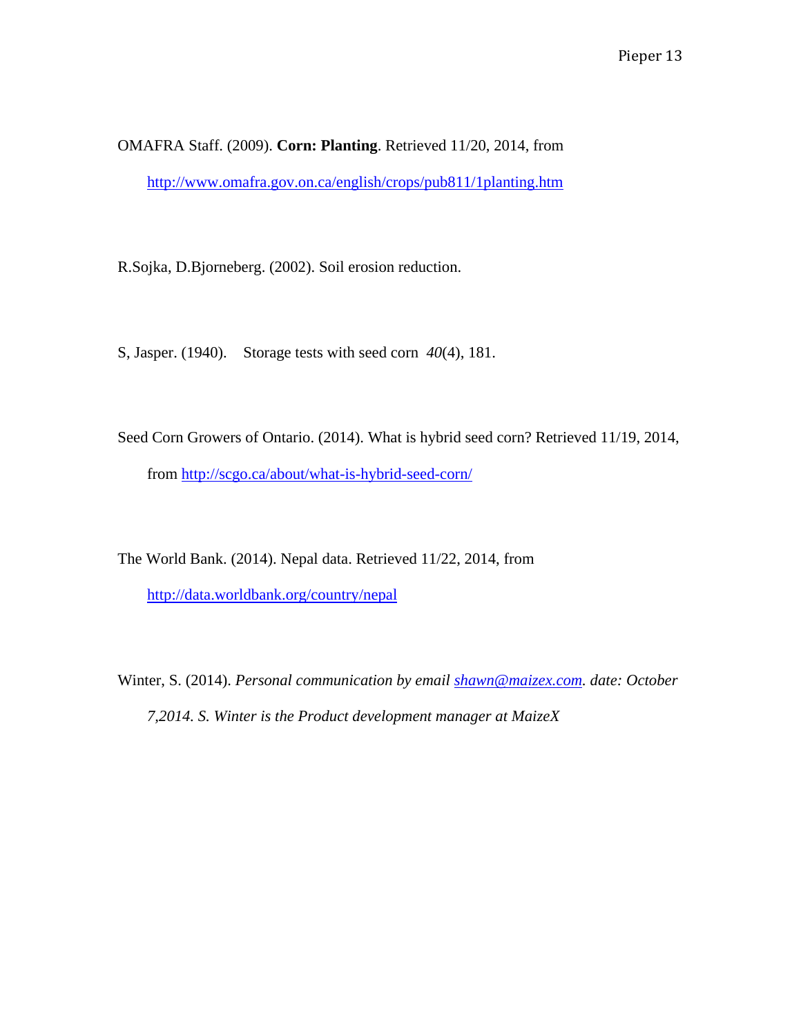OMAFRA Staff. (2009). **Corn: Planting**. Retrieved 11/20, 2014, from http://www.omafra.gov.on.ca/english/crops/pub811/1planting.htm

R.Sojka, D.Bjorneberg. (2002). Soil erosion reduction.

S, Jasper. (1940).  Storage tests with seed corn *40*(4), 181.

Seed Corn Growers of Ontario. (2014). What is hybrid seed corn? Retrieved 11/19, 2014, from http://scgo.ca/about/what-is-hybrid-seed-corn/

The World Bank. (2014). Nepal data. Retrieved 11/22, 2014, from http://data.worldbank.org/country/nepal

Winter, S. (2014). *Personal communication by email shawn@maizex.com. date: October 7,2014. S. Winter is the Product development manager at MaizeX*